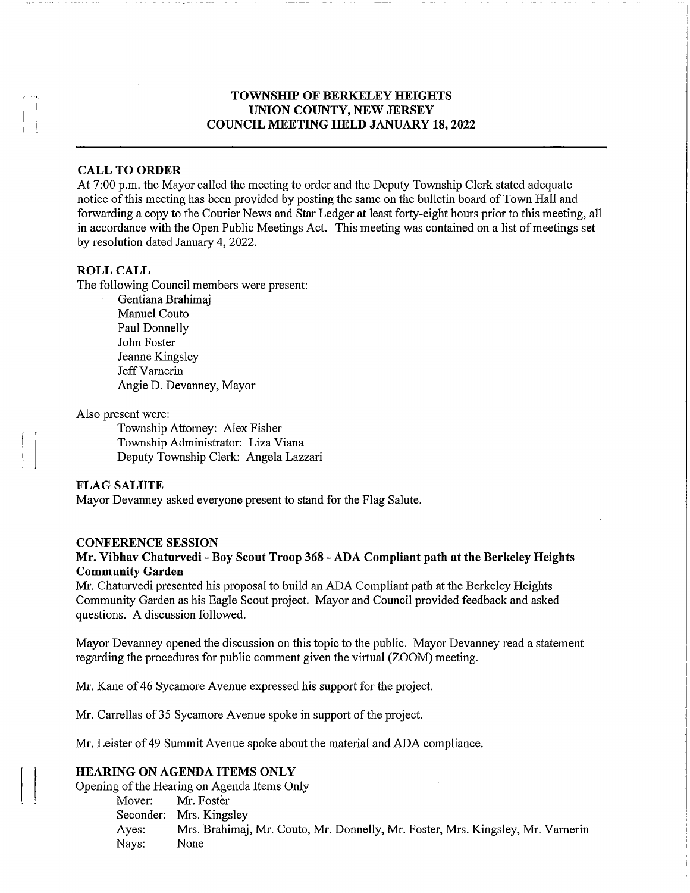# TOWNSHIP OF BERKELEY HEIGHTS
# UNION COUNTY, NEW JERSEY
# COUNCIL MEETING HELD JANUARY 18, 2022

---

## CALL TO ORDER

At 7:00 p.m. the Mayor called the meeting to order and the Deputy Township Clerk stated adequate notice of this meeting has been provided by posting the same on the bulletin board of Town Hall and forwarding a copy to the Courier News and Star Ledger at least forty-eight hours prior to this meeting, all in accordance with the Open Public Meetings Act. This meeting was contained on a list of meetings set by resolution dated January 4, 2022.

## ROLL CALL

The following Council members were present:

- Gentiana Brahimaj
- Manuel Couto
- Paul Donnelly
- John Foster
- Jeanne Kingsley
- Jeff Varnerin
- Angie D. Devanney, Mayor

Also present were:

- Township Attorney: Alex Fisher
- Township Administrator: Liza Viana
- Deputy Township Clerk: Angela Lazzari

## FLAG SALUTE

Mayor Devanney asked everyone present to stand for the Flag Salute.

## CONFERENCE SESSION

**Mr. Vibhav Chaturvedi - Boy Scout Troop 368 - ADA Compliant path at the Berkeley Heights Community Garden**

Mr. Chaturvedi presented his proposal to build an ADA Compliant path at the Berkeley Heights Community Garden as his Eagle Scout project. Mayor and Council provided feedback and asked questions. A discussion followed.

Mayor Devanney opened the discussion on this topic to the public. Mayor Devanney read a statement regarding the procedures for public comment given the virtual (ZOOM) meeting.

Mr. Kane of 46 Sycamore Avenue expressed his support for the project.

Mr. Carrellas of 35 Sycamore Avenue spoke in support of the project.

Mr. Leister of 49 Summit Avenue spoke about the material and ADA compliance.

## HEARING ON AGENDA ITEMS ONLY

Opening of the Hearing on Agenda Items Only

Mover: Mr. Foster
Seconder: Mrs. Kingsley
Ayes: Mrs. Brahimaj, Mr. Couto, Mr. Donnelly, Mr. Foster, Mrs. Kingsley, Mr. Varnerin
Nays: None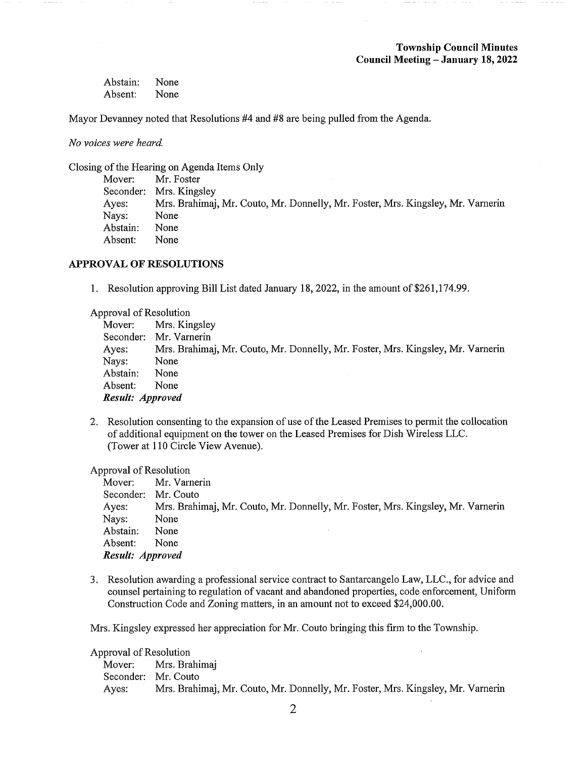Abstain: None
Absent: None

Mayor Devanney noted that Resolutions #4 and #8 are being pulled from the Agenda.

*No voices were heard.*

Closing of the Hearing on Agenda Items Only

Mover: Mr. Foster
Seconder: Mrs. Kingsley
Ayes: Mrs. Brahimaj, Mr. Couto, Mr. Donnelly, Mr. Foster, Mrs. Kingsley, Mr. Varnerin
Nays: None
Abstain: None
Absent: None

## APPROVAL OF RESOLUTIONS

1. Resolution approving Bill List dated January 18, 2022, in the amount of $261,174.99.

Approval of Resolution

Mover: Mrs. Kingsley
Seconder: Mr. Varnerin
Ayes: Mrs. Brahimaj, Mr. Couto, Mr. Donnelly, Mr. Foster, Mrs. Kingsley, Mr. Varnerin
Nays: None
Abstain: None
Absent: None
***Result: Approved***

2. Resolution consenting to the expansion of use of the Leased Premises to permit the collocation of additional equipment on the tower on the Leased Premises for Dish Wireless LLC. (Tower at 110 Circle View Avenue).

Approval of Resolution

Mover: Mr. Varnerin
Seconder: Mr. Couto
Ayes: Mrs. Brahimaj, Mr. Couto, Mr. Donnelly, Mr. Foster, Mrs. Kingsley, Mr. Varnerin
Nays: None
Abstain: None
Absent: None
***Result: Approved***

3. Resolution awarding a professional service contract to Santarcangelo Law, LLC., for advice and counsel pertaining to regulation of vacant and abandoned properties, code enforcement, Uniform Construction Code and Zoning matters, in an amount not to exceed $24,000.00.

Mrs. Kingsley expressed her appreciation for Mr. Couto bringing this firm to the Township.

Approval of Resolution

Mover: Mrs. Brahimaj
Seconder: Mr. Couto
Ayes: Mrs. Brahimaj, Mr. Couto, Mr. Donnelly, Mr. Foster, Mrs. Kingsley, Mr. Varnerin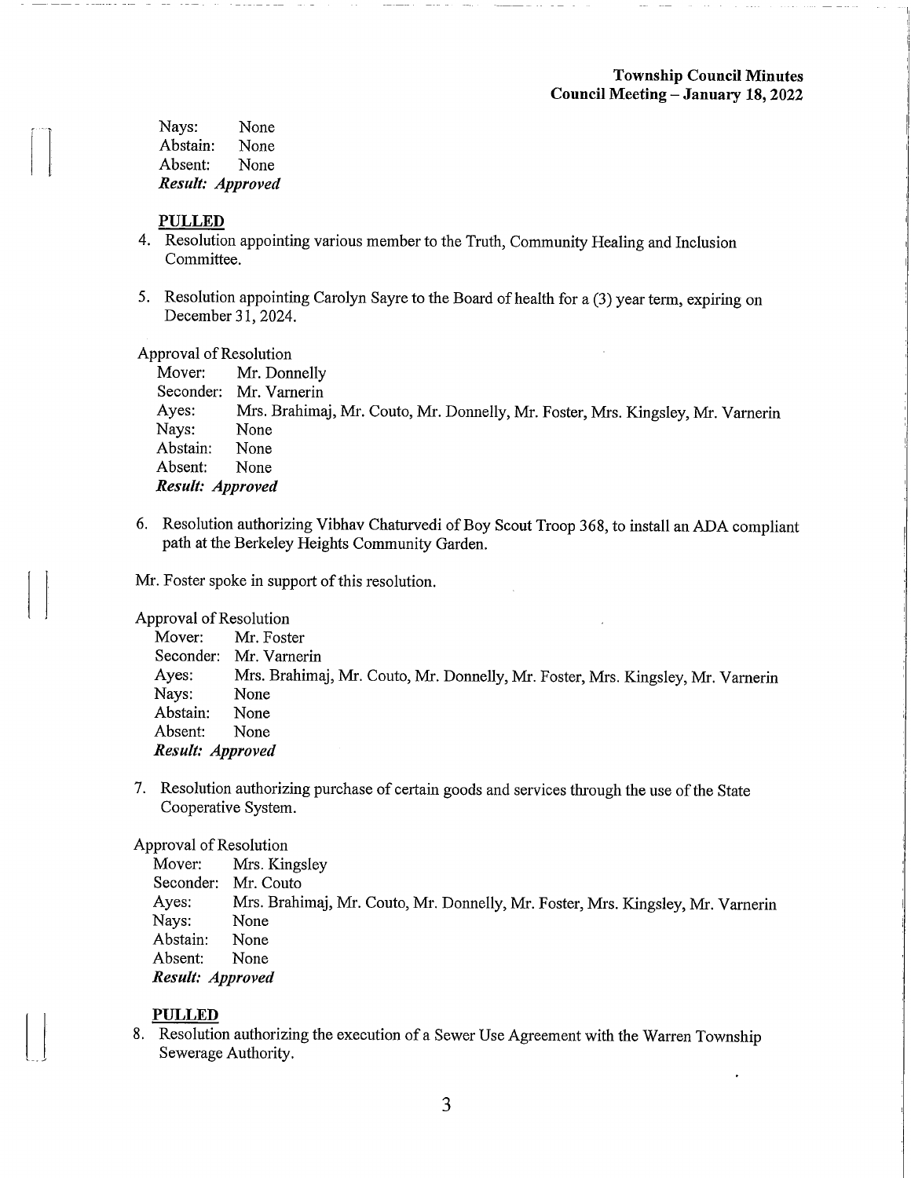Nays: None
Abstain: None
Absent: None
***Result: Approved***

**PULLED**

4. Resolution appointing various member to the Truth, Community Healing and Inclusion Committee.

5. Resolution appointing Carolyn Sayre to the Board of health for a (3) year term, expiring on December 31, 2024.

Approval of Resolution
Mover: Mr. Donnelly
Seconder: Mr. Varnerin
Ayes: Mrs. Brahimaj, Mr. Couto, Mr. Donnelly, Mr. Foster, Mrs. Kingsley, Mr. Varnerin
Nays: None
Abstain: None
Absent: None
***Result: Approved***

6. Resolution authorizing Vibhav Chaturvedi of Boy Scout Troop 368, to install an ADA compliant path at the Berkeley Heights Community Garden.

Mr. Foster spoke in support of this resolution.

Approval of Resolution
Mover: Mr. Foster
Seconder: Mr. Varnerin
Ayes: Mrs. Brahimaj, Mr. Couto, Mr. Donnelly, Mr. Foster, Mrs. Kingsley, Mr. Varnerin
Nays: None
Abstain: None
Absent: None
***Result: Approved***

7. Resolution authorizing purchase of certain goods and services through the use of the State Cooperative System.

Approval of Resolution
Mover: Mrs. Kingsley
Seconder: Mr. Couto
Ayes: Mrs. Brahimaj, Mr. Couto, Mr. Donnelly, Mr. Foster, Mrs. Kingsley, Mr. Varnerin
Nays: None
Abstain: None
Absent: None
***Result: Approved***

**PULLED**

8. Resolution authorizing the execution of a Sewer Use Agreement with the Warren Township Sewerage Authority.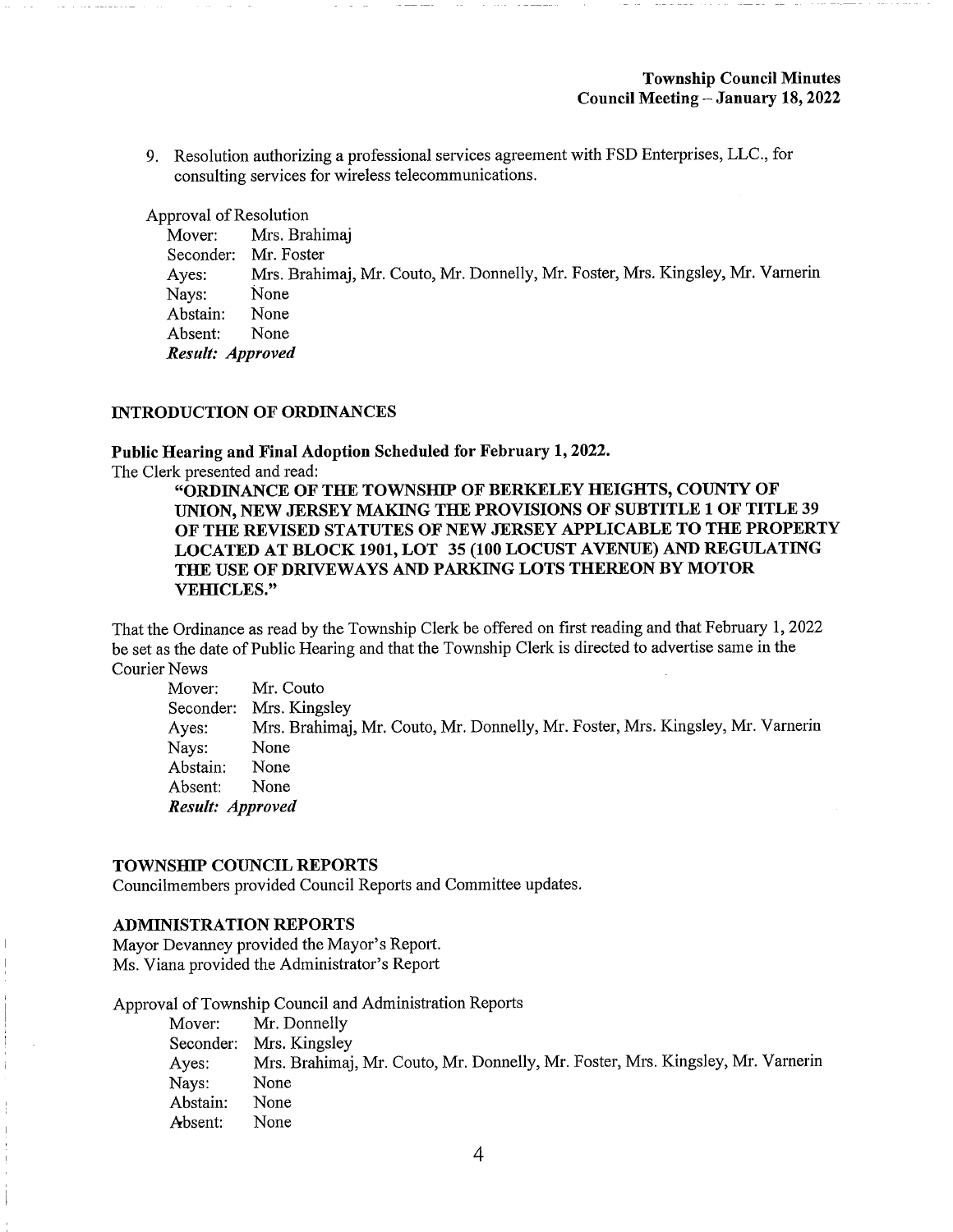9. Resolution authorizing a professional services agreement with FSD Enterprises, LLC., for consulting services for wireless telecommunications.

Approval of Resolution

Mover: Mrs. Brahimaj
Seconder: Mr. Foster
Ayes: Mrs. Brahimaj, Mr. Couto, Mr. Donnelly, Mr. Foster, Mrs. Kingsley, Mr. Varnerin
Nays: None
Abstain: None
Absent: None
***Result: Approved***

**INTRODUCTION OF ORDINANCES**

**Public Hearing and Final Adoption Scheduled for February 1, 2022.**

The Clerk presented and read:

**"ORDINANCE OF THE TOWNSHIP OF BERKELEY HEIGHTS, COUNTY OF UNION, NEW JERSEY MAKING THE PROVISIONS OF SUBTITLE 1 OF TITLE 39 OF THE REVISED STATUTES OF NEW JERSEY APPLICABLE TO THE PROPERTY LOCATED AT BLOCK 1901, LOT 35 (100 LOCUST AVENUE) AND REGULATING THE USE OF DRIVEWAYS AND PARKING LOTS THEREON BY MOTOR VEHICLES."**

That the Ordinance as read by the Township Clerk be offered on first reading and that February 1, 2022 be set as the date of Public Hearing and that the Township Clerk is directed to advertise same in the Courier News

Mover: Mr. Couto
Seconder: Mrs. Kingsley
Ayes: Mrs. Brahimaj, Mr. Couto, Mr. Donnelly, Mr. Foster, Mrs. Kingsley, Mr. Varnerin
Nays: None
Abstain: None
Absent: None
***Result: Approved***

**TOWNSHIP COUNCIL REPORTS**

Councilmembers provided Council Reports and Committee updates.

**ADMINISTRATION REPORTS**

Mayor Devanney provided the Mayor's Report.
Ms. Viana provided the Administrator's Report

Approval of Township Council and Administration Reports

Mover: Mr. Donnelly
Seconder: Mrs. Kingsley
Ayes: Mrs. Brahimaj, Mr. Couto, Mr. Donnelly, Mr. Foster, Mrs. Kingsley, Mr. Varnerin
Nays: None
Abstain: None
Absent: None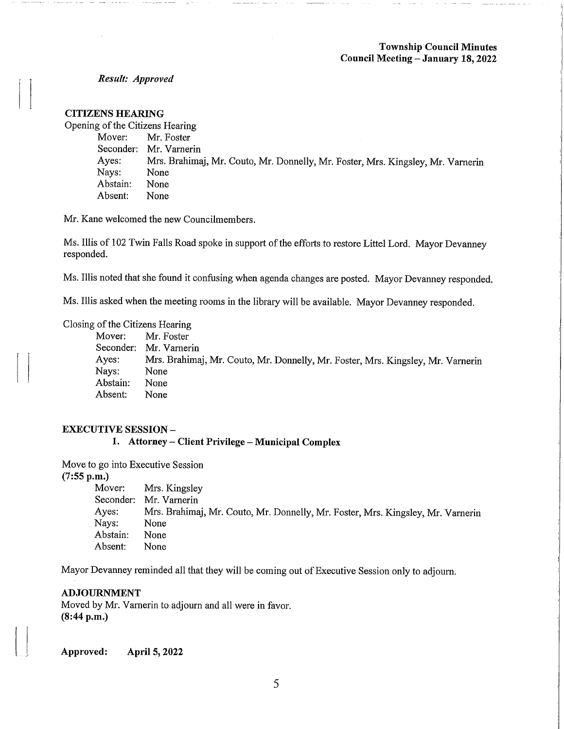*Result: Approved*

**CITIZENS HEARING**

Opening of the Citizens Hearing

| | |
|---|---|
| Mover: | Mr. Foster |
| Seconder: | Mr. Varnerin |
| Ayes: | Mrs. Brahimaj, Mr. Couto, Mr. Donnelly, Mr. Foster, Mrs. Kingsley, Mr. Varnerin |
| Nays: | None |
| Abstain: | None |
| Absent: | None |

Mr. Kane welcomed the new Councilmembers.

Ms. Illis of 102 Twin Falls Road spoke in support of the efforts to restore Littel Lord. Mayor Devanney responded.

Ms. Illis noted that she found it confusing when agenda changes are posted. Mayor Devanney responded.

Ms. Illis asked when the meeting rooms in the library will be available. Mayor Devanney responded.

Closing of the Citizens Hearing

| | |
|---|---|
| Mover: | Mr. Foster |
| Seconder: | Mr. Varnerin |
| Ayes: | Mrs. Brahimaj, Mr. Couto, Mr. Donnelly, Mr. Foster, Mrs. Kingsley, Mr. Varnerin |
| Nays: | None |
| Abstain: | None |
| Absent: | None |

**EXECUTIVE SESSION –**

1. **Attorney – Client Privilege – Municipal Complex**

Move to go into Executive Session
**(7:55 p.m.)**

| | |
|---|---|
| Mover: | Mrs. Kingsley |
| Seconder: | Mr. Varnerin |
| Ayes: | Mrs. Brahimaj, Mr. Couto, Mr. Donnelly, Mr. Foster, Mrs. Kingsley, Mr. Varnerin |
| Nays: | None |
| Abstain: | None |
| Absent: | None |

Mayor Devanney reminded all that they will be coming out of Executive Session only to adjourn.

**ADJOURNMENT**

Moved by Mr. Varnerin to adjourn and all were in favor.
**(8:44 p.m.)**

**Approved: April 5, 2022**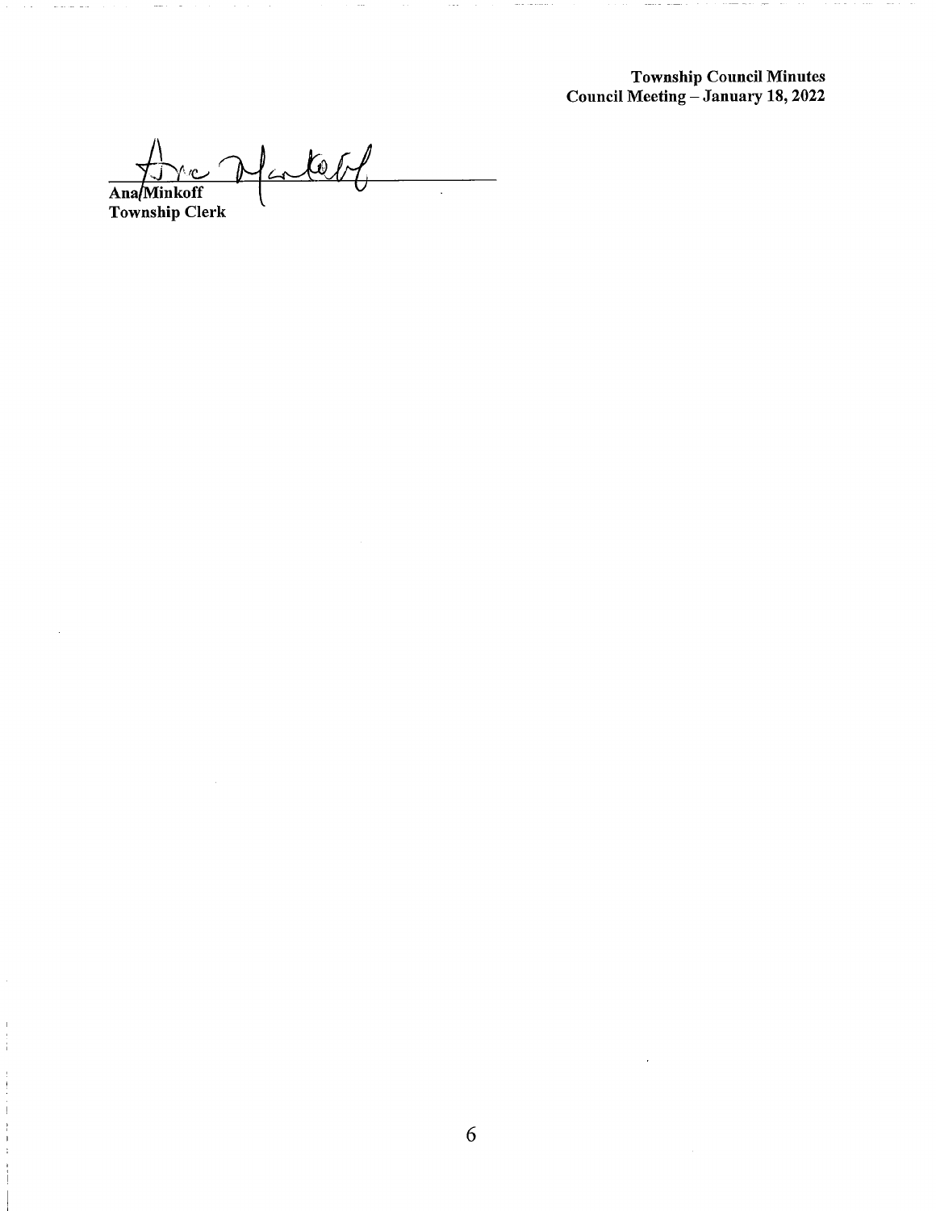Ana Minkoff
Township Clerk